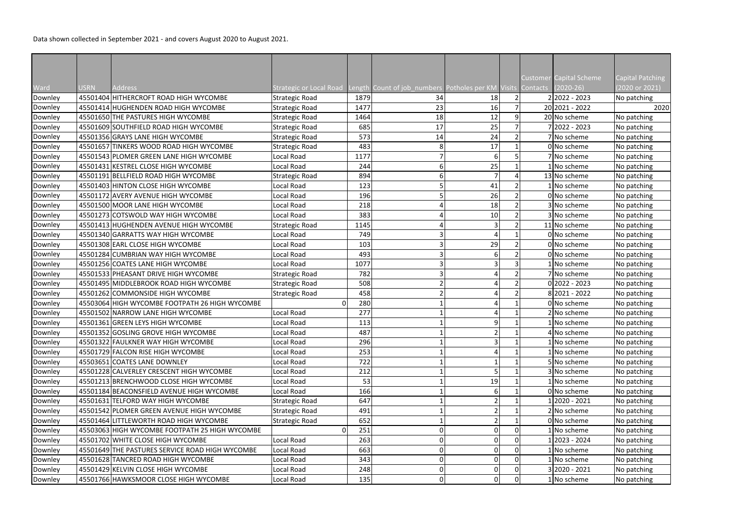Data shown collected in September 2021 - and covers August 2020 to August 2021.

| Ward | USRN | Address | Strategic or Local Road | Length | Count of job_numbers | Potholes per KM | Visits | Customer Contacts | Capital Scheme (2020-26) | Capital Patching (2020 or 2021) |
|---|---|---|---|---|---|---|---|---|---|---|
| Downley | 45501404 | HITHERCROFT ROAD HIGH WYCOMBE | Strategic Road | 1879 | 34 | 18 | 2 | 2 | 2022 - 2023 | No patching |
| Downley | 45501414 | HUGHENDEN ROAD HIGH WYCOMBE | Strategic Road | 1477 | 23 | 16 | 7 | 20 | 2021 - 2022 | 2020 |
| Downley | 45501650 | THE PASTURES HIGH WYCOMBE | Strategic Road | 1464 | 18 | 12 | 9 | 20 | No scheme | No patching |
| Downley | 45501609 | SOUTHFIELD ROAD HIGH WYCOMBE | Strategic Road | 685 | 17 | 25 | 7 | 7 | 2022 - 2023 | No patching |
| Downley | 45501356 | GRAYS LANE HIGH WYCOMBE | Strategic Road | 573 | 14 | 24 | 2 | 7 | No scheme | No patching |
| Downley | 45501657 | TINKERS WOOD ROAD HIGH WYCOMBE | Strategic Road | 483 | 8 | 17 | 1 | 0 | No scheme | No patching |
| Downley | 45501543 | PLOMER GREEN LANE HIGH WYCOMBE | Local Road | 1177 | 7 | 6 | 5 | 7 | No scheme | No patching |
| Downley | 45501431 | KESTREL CLOSE HIGH WYCOMBE | Local Road | 244 | 6 | 25 | 1 | 1 | No scheme | No patching |
| Downley | 45501191 | BELLFIELD ROAD HIGH WYCOMBE | Strategic Road | 894 | 6 | 7 | 4 | 13 | No scheme | No patching |
| Downley | 45501403 | HINTON CLOSE HIGH WYCOMBE | Local Road | 123 | 5 | 41 | 2 | 1 | No scheme | No patching |
| Downley | 45501172 | AVERY AVENUE HIGH WYCOMBE | Local Road | 196 | 5 | 26 | 2 | 0 | No scheme | No patching |
| Downley | 45501500 | MOOR LANE HIGH WYCOMBE | Local Road | 218 | 4 | 18 | 2 | 3 | No scheme | No patching |
| Downley | 45501273 | COTSWOLD WAY HIGH WYCOMBE | Local Road | 383 | 4 | 10 | 2 | 3 | No scheme | No patching |
| Downley | 45501413 | HUGHENDEN AVENUE HIGH WYCOMBE | Strategic Road | 1145 | 4 | 3 | 2 | 11 | No scheme | No patching |
| Downley | 45501340 | GARRATTS WAY HIGH WYCOMBE | Local Road | 749 | 3 | 4 | 1 | 0 | No scheme | No patching |
| Downley | 45501308 | EARL CLOSE HIGH WYCOMBE | Local Road | 103 | 3 | 29 | 2 | 0 | No scheme | No patching |
| Downley | 45501284 | CUMBRIAN WAY HIGH WYCOMBE | Local Road | 493 | 3 | 6 | 2 | 0 | No scheme | No patching |
| Downley | 45501256 | COATES LANE HIGH WYCOMBE | Local Road | 1077 | 3 | 3 | 3 | 1 | No scheme | No patching |
| Downley | 45501533 | PHEASANT DRIVE HIGH WYCOMBE | Strategic Road | 782 | 3 | 4 | 2 | 7 | No scheme | No patching |
| Downley | 45501495 | MIDDLEBROOK ROAD HIGH WYCOMBE | Strategic Road | 508 | 2 | 4 | 2 | 0 | 2022 - 2023 | No patching |
| Downley | 45501262 | COMMONSIDE HIGH WYCOMBE | Strategic Road | 458 | 2 | 4 | 2 | 8 | 2021 - 2022 | No patching |
| Downley | 45503064 | HIGH WYCOMBE FOOTPATH 26 HIGH WYCOMBE | 0 | 280 | 1 | 4 | 1 | 0 | No scheme | No patching |
| Downley | 45501502 | NARROW LANE HIGH WYCOMBE | Local Road | 277 | 1 | 4 | 1 | 2 | No scheme | No patching |
| Downley | 45501361 | GREEN LEYS HIGH WYCOMBE | Local Road | 113 | 1 | 9 | 1 | 1 | No scheme | No patching |
| Downley | 45501352 | GOSLING GROVE HIGH WYCOMBE | Local Road | 487 | 1 | 2 | 1 | 4 | No scheme | No patching |
| Downley | 45501322 | FAULKNER WAY HIGH WYCOMBE | Local Road | 296 | 1 | 3 | 1 | 1 | No scheme | No patching |
| Downley | 45501729 | FALCON RISE HIGH WYCOMBE | Local Road | 253 | 1 | 4 | 1 | 1 | No scheme | No patching |
| Downley | 45503651 | COATES LANE DOWNLEY | Local Road | 722 | 1 | 1 | 1 | 5 | No scheme | No patching |
| Downley | 45501228 | CALVERLEY CRESCENT HIGH WYCOMBE | Local Road | 212 | 1 | 5 | 1 | 3 | No scheme | No patching |
| Downley | 45501213 | BRENCHWOOD CLOSE HIGH WYCOMBE | Local Road | 53 | 1 | 19 | 1 | 1 | No scheme | No patching |
| Downley | 45501184 | BEACONSFIELD AVENUE HIGH WYCOMBE | Local Road | 166 | 1 | 6 | 1 | 0 | No scheme | No patching |
| Downley | 45501631 | TELFORD WAY HIGH WYCOMBE | Strategic Road | 647 | 1 | 2 | 1 | 1 | 2020 - 2021 | No patching |
| Downley | 45501542 | PLOMER GREEN AVENUE HIGH WYCOMBE | Strategic Road | 491 | 1 | 2 | 1 | 2 | No scheme | No patching |
| Downley | 45501464 | LITTLEWORTH ROAD HIGH WYCOMBE | Strategic Road | 652 | 1 | 2 | 1 | 0 | No scheme | No patching |
| Downley | 45503063 | HIGH WYCOMBE FOOTPATH 25 HIGH WYCOMBE | 0 | 251 | 0 | 0 | 0 | 1 | No scheme | No patching |
| Downley | 45501702 | WHITE CLOSE HIGH WYCOMBE | Local Road | 263 | 0 | 0 | 0 | 1 | 2023 - 2024 | No patching |
| Downley | 45501649 | THE PASTURES SERVICE ROAD HIGH WYCOMBE | Local Road | 663 | 0 | 0 | 0 | 1 | No scheme | No patching |
| Downley | 45501628 | TANCRED ROAD HIGH WYCOMBE | Local Road | 343 | 0 | 0 | 0 | 1 | No scheme | No patching |
| Downley | 45501429 | KELVIN CLOSE HIGH WYCOMBE | Local Road | 248 | 0 | 0 | 0 | 3 | 2020 - 2021 | No patching |
| Downley | 45501766 | HAWKSMOOR CLOSE HIGH WYCOMBE | Local Road | 135 | 0 | 0 | 0 | 1 | No scheme | No patching |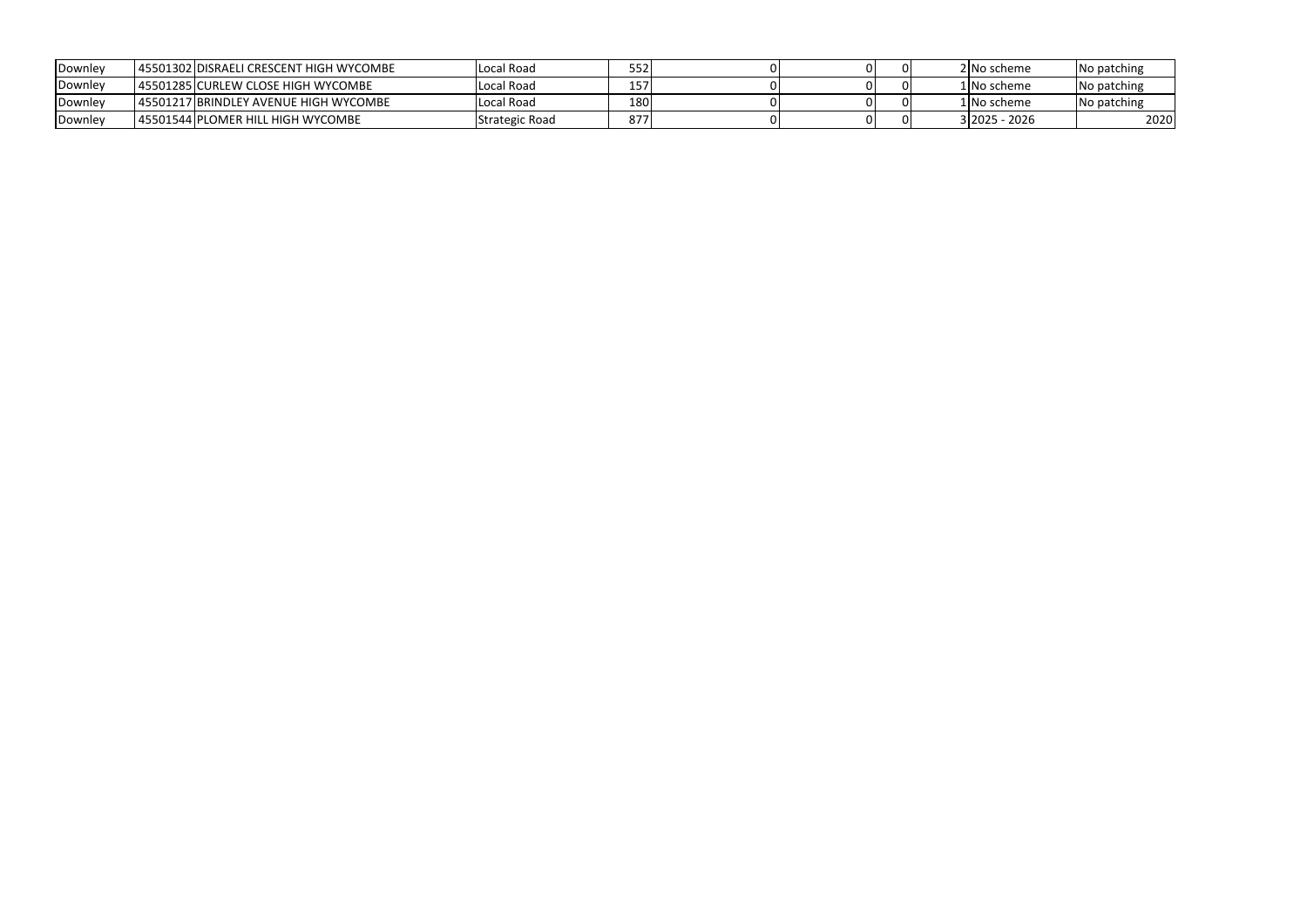| | | | | | | | | | | |
|---|---|---|---|---|---|---|---|---|---|---|
| Downley | 45501302 | DISRAELI CRESCENT HIGH WYCOMBE | Local Road | 552 | 0 | 0 | 0 | 2 | No scheme | No patching |
| Downley | 45501285 | CURLEW CLOSE HIGH WYCOMBE | Local Road | 157 | 0 | 0 | 0 | 1 | No scheme | No patching |
| Downley | 45501217 | BRINDLEY AVENUE HIGH WYCOMBE | Local Road | 180 | 0 | 0 | 0 | 1 | No scheme | No patching |
| Downley | 45501544 | PLOMER HILL HIGH WYCOMBE | Strategic Road | 877 | 0 | 0 | 0 | 3 | 2025 - 2026 | 2020 |